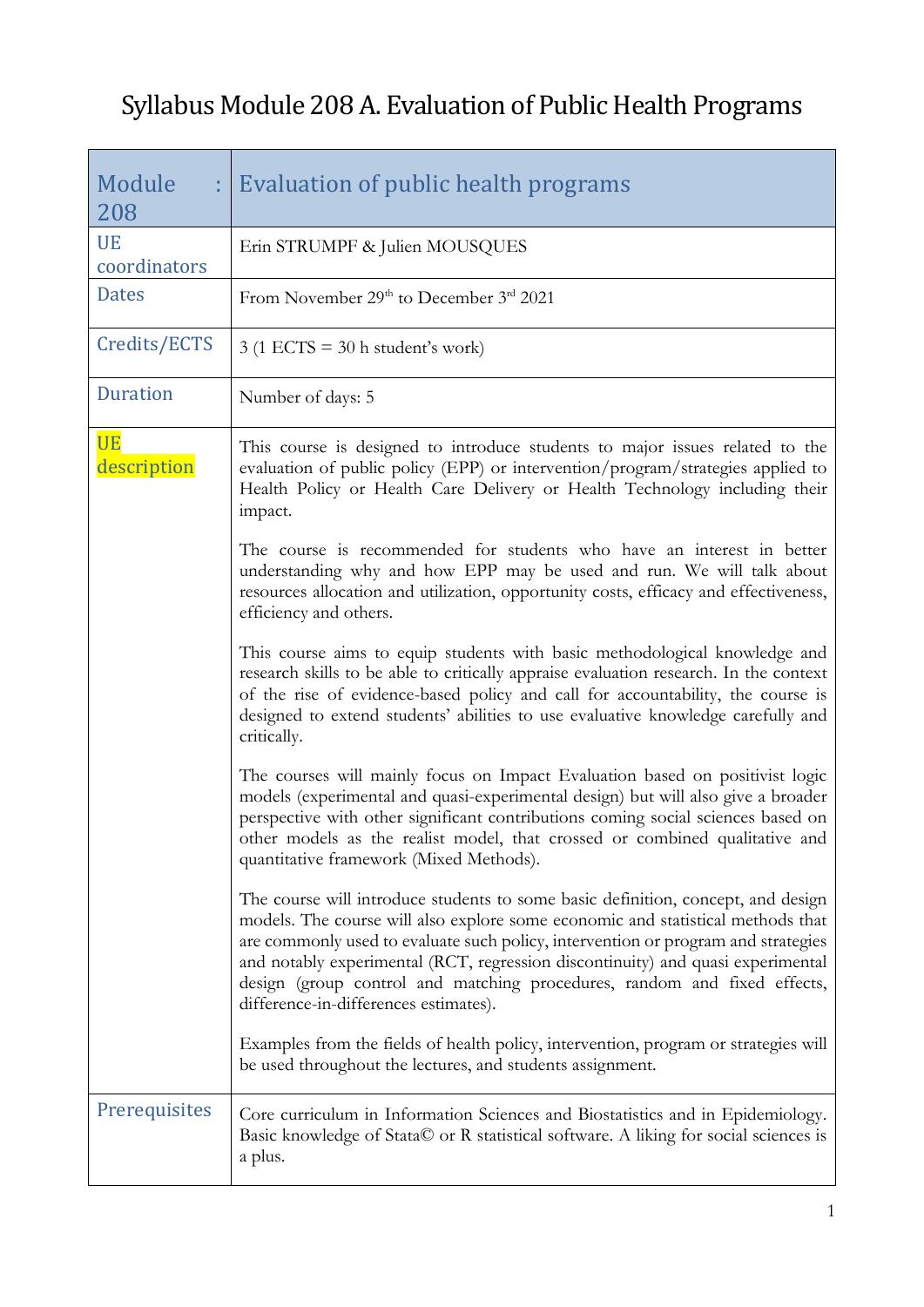# Syllabus Module 208 A. Evaluation of Public Health Programs

| Module : 208 | Evaluation of public health programs |
|---|---|
| UE coordinators | Erin STRUMPF & Julien MOUSQUES |
| Dates | From November 29th to December 3rd 2021 |
| Credits/ECTS | 3 (1 ECTS = 30 h student's work) |
| Duration | Number of days: 5 |
| UE description | This course is designed to introduce students to major issues related to the evaluation of public policy (EPP) or intervention/program/strategies applied to Health Policy or Health Care Delivery or Health Technology including their impact.<br><br>The course is recommended for students who have an interest in better understanding why and how EPP may be used and run. We will talk about resources allocation and utilization, opportunity costs, efficacy and effectiveness, efficiency and others.<br><br>This course aims to equip students with basic methodological knowledge and research skills to be able to critically appraise evaluation research. In the context of the rise of evidence-based policy and call for accountability, the course is designed to extend students' abilities to use evaluative knowledge carefully and critically.<br><br>The courses will mainly focus on Impact Evaluation based on positivist logic models (experimental and quasi-experimental design) but will also give a broader perspective with other significant contributions coming social sciences based on other models as the realist model, that crossed or combined qualitative and quantitative framework (Mixed Methods).<br><br>The course will introduce students to some basic definition, concept, and design models. The course will also explore some economic and statistical methods that are commonly used to evaluate such policy, intervention or program and strategies and notably experimental (RCT, regression discontinuity) and quasi experimental design (group control and matching procedures, random and fixed effects, difference-in-differences estimates).<br><br>Examples from the fields of health policy, intervention, program or strategies will be used throughout the lectures, and students assignment. |
| Prerequisites | Core curriculum in Information Sciences and Biostatistics and in Epidemiology. Basic knowledge of Stata© or R statistical software. A liking for social sciences is a plus. |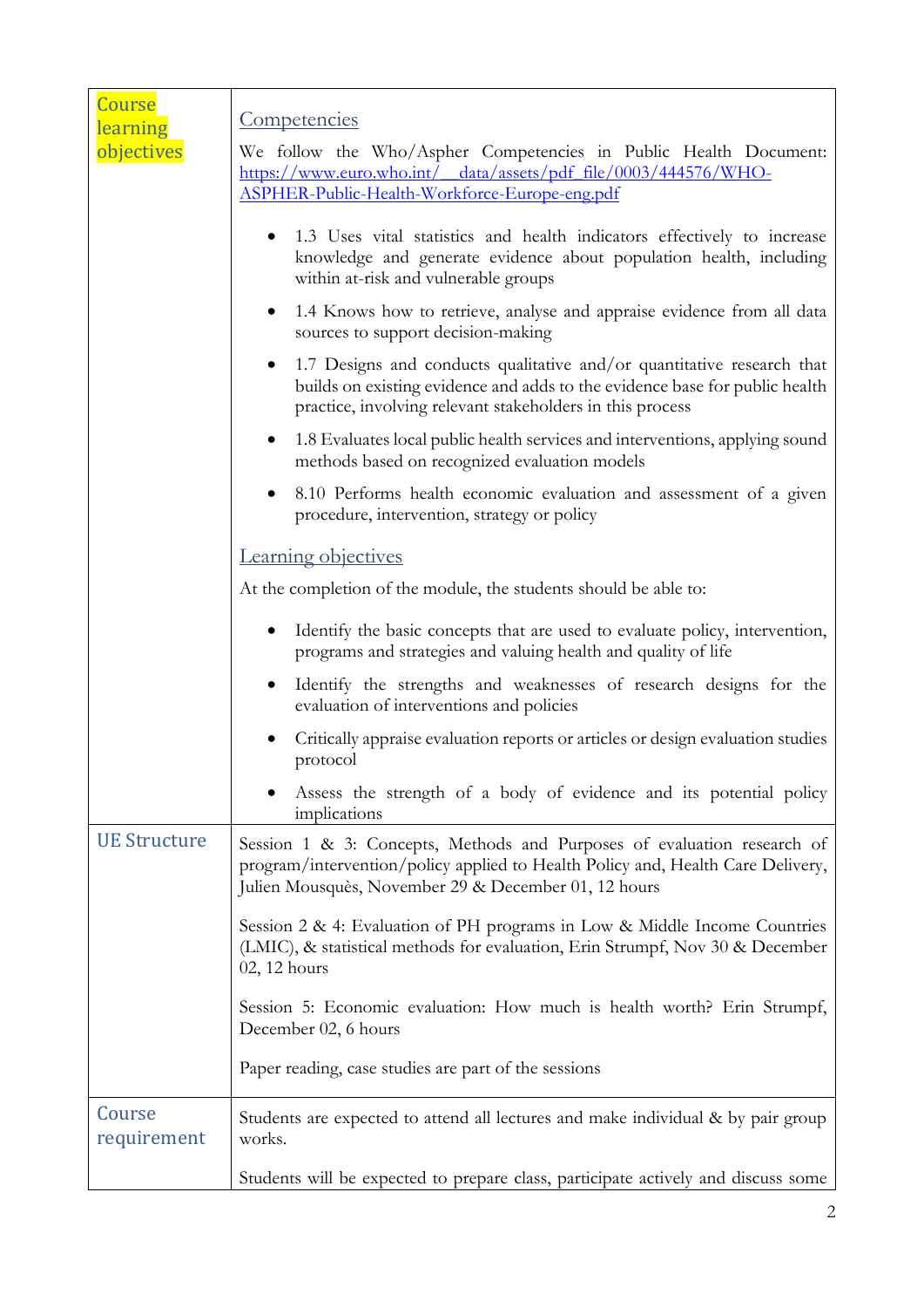| | |
|---|---|
| Course learning objectives | **Competencies**<br><br>We follow the Who/Aspher Competencies in Public Health Document: https://www.euro.who.int/__data/assets/pdf_file/0003/444576/WHO-ASPHER-Public-Health-Workforce-Europe-eng.pdf<br><br>• 1.3 Uses vital statistics and health indicators effectively to increase knowledge and generate evidence about population health, including within at-risk and vulnerable groups<br>• 1.4 Knows how to retrieve, analyse and appraise evidence from all data sources to support decision-making<br>• 1.7 Designs and conducts qualitative and/or quantitative research that builds on existing evidence and adds to the evidence base for public health practice, involving relevant stakeholders in this process<br>• 1.8 Evaluates local public health services and interventions, applying sound methods based on recognized evaluation models<br>• 8.10 Performs health economic evaluation and assessment of a given procedure, intervention, strategy or policy<br><br>**Learning objectives**<br><br>At the completion of the module, the students should be able to:<br><br>• Identify the basic concepts that are used to evaluate policy, intervention, programs and strategies and valuing health and quality of life<br>• Identify the strengths and weaknesses of research designs for the evaluation of interventions and policies<br>• Critically appraise evaluation reports or articles or design evaluation studies protocol<br>• Assess the strength of a body of evidence and its potential policy implications |
| UE Structure | Session 1 & 3: Concepts, Methods and Purposes of evaluation research of program/intervention/policy applied to Health Policy and, Health Care Delivery, Julien Mousquès, November 29 & December 01, 12 hours<br><br>Session 2 & 4: Evaluation of PH programs in Low & Middle Income Countries (LMIC), & statistical methods for evaluation, Erin Strumpf, Nov 30 & December 02, 12 hours<br><br>Session 5: Economic evaluation: How much is health worth? Erin Strumpf, December 02, 6 hours<br><br>Paper reading, case studies are part of the sessions |
| Course requirement | Students are expected to attend all lectures and make individual & by pair group works.<br><br>Students will be expected to prepare class, participate actively and discuss some |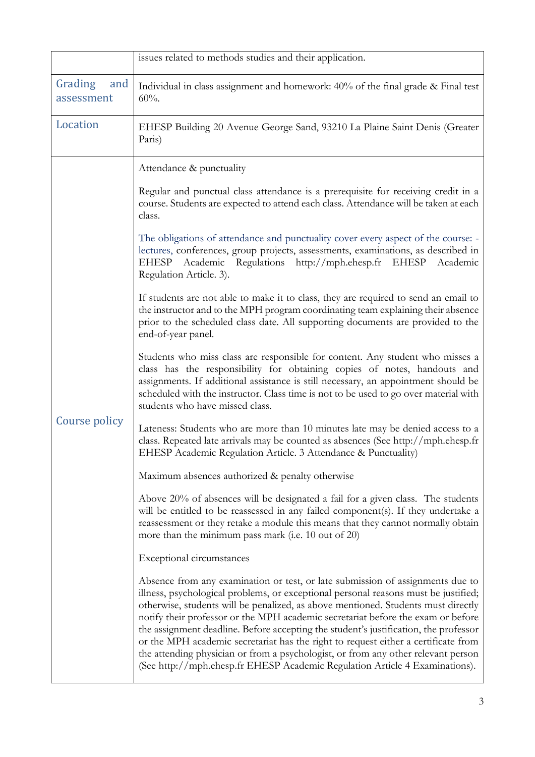|  |  |
|---|---|
|  | issues related to methods studies and their application. |
| Grading and assessment | Individual in class assignment and homework: 40% of the final grade & Final test 60%. |
| Location | EHESP Building 20 Avenue George Sand, 93210 La Plaine Saint Denis (Greater Paris) |
| Course policy | Attendance & punctuality<br><br>Regular and punctual class attendance is a prerequisite for receiving credit in a course. Students are expected to attend each class. Attendance will be taken at each class.<br><br>The obligations of attendance and punctuality cover every aspect of the course: - lectures, conferences, group projects, assessments, examinations, as described in EHESP Academic Regulations http://mph.ehesp.fr EHESP Academic Regulation Article. 3).<br><br>If students are not able to make it to class, they are required to send an email to the instructor and to the MPH program coordinating team explaining their absence prior to the scheduled class date. All supporting documents are provided to the end-of-year panel.<br><br>Students who miss class are responsible for content. Any student who misses a class has the responsibility for obtaining copies of notes, handouts and assignments. If additional assistance is still necessary, an appointment should be scheduled with the instructor. Class time is not to be used to go over material with students who have missed class.<br><br>Lateness: Students who are more than 10 minutes late may be denied access to a class. Repeated late arrivals may be counted as absences (See http://mph.ehesp.fr EHESP Academic Regulation Article. 3 Attendance & Punctuality)<br><br>Maximum absences authorized & penalty otherwise<br><br>Above 20% of absences will be designated a fail for a given class. The students will be entitled to be reassessed in any failed component(s). If they undertake a reassessment or they retake a module this means that they cannot normally obtain more than the minimum pass mark (i.e. 10 out of 20)<br><br>Exceptional circumstances<br><br>Absence from any examination or test, or late submission of assignments due to illness, psychological problems, or exceptional personal reasons must be justified; otherwise, students will be penalized, as above mentioned. Students must directly notify their professor or the MPH academic secretariat before the exam or before the assignment deadline. Before accepting the student's justification, the professor or the MPH academic secretariat has the right to request either a certificate from the attending physician or from a psychologist, or from any other relevant person (See http://mph.ehesp.fr EHESP Academic Regulation Article 4 Examinations). |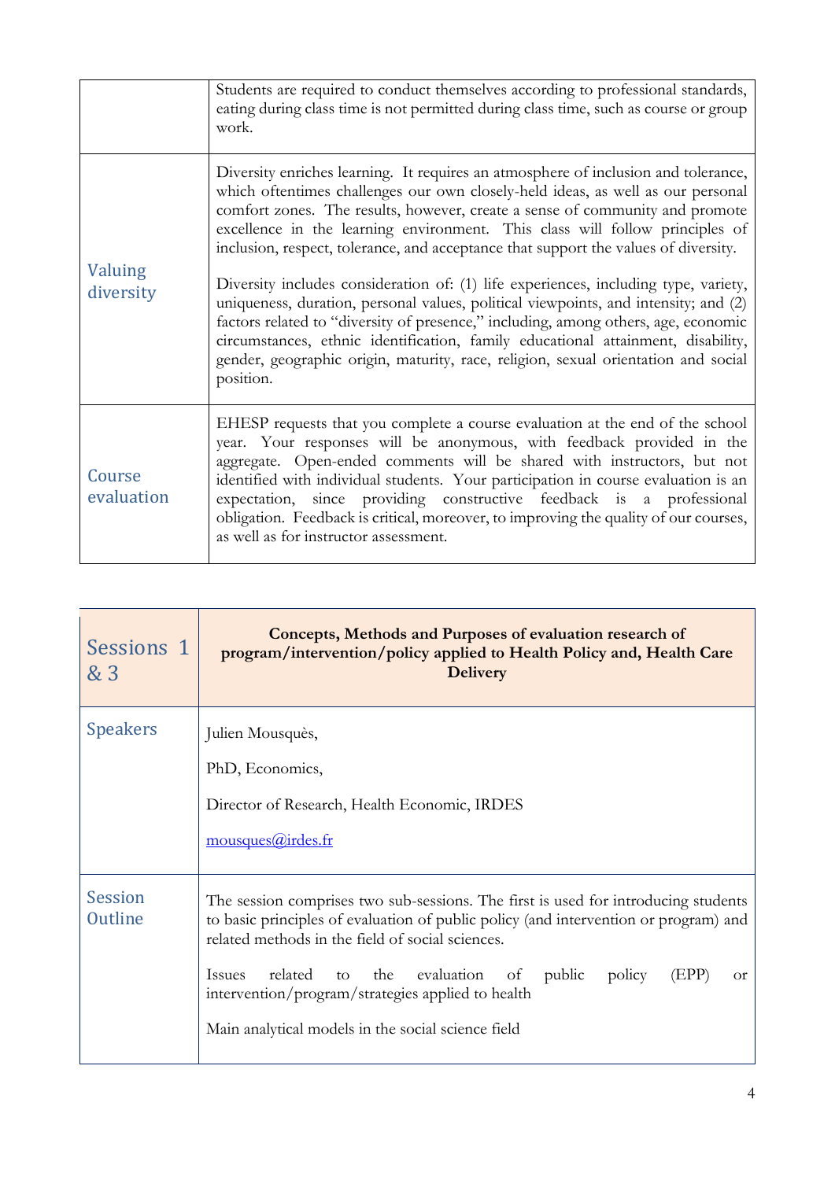| | |
|---|---|
| | Students are required to conduct themselves according to professional standards, eating during class time is not permitted during class time, such as course or group work. |
| Valuing diversity | Diversity enriches learning. It requires an atmosphere of inclusion and tolerance, which oftentimes challenges our own closely-held ideas, as well as our personal comfort zones. The results, however, create a sense of community and promote excellence in the learning environment. This class will follow principles of inclusion, respect, tolerance, and acceptance that support the values of diversity.<br><br>Diversity includes consideration of: (1) life experiences, including type, variety, uniqueness, duration, personal values, political viewpoints, and intensity; and (2) factors related to "diversity of presence," including, among others, age, economic circumstances, ethnic identification, family educational attainment, disability, gender, geographic origin, maturity, race, religion, sexual orientation and social position. |
| Course evaluation | EHESP requests that you complete a course evaluation at the end of the school year. Your responses will be anonymous, with feedback provided in the aggregate. Open-ended comments will be shared with instructors, but not identified with individual students. Your participation in course evaluation is an expectation, since providing constructive feedback is a professional obligation. Feedback is critical, moreover, to improving the quality of our courses, as well as for instructor assessment. |

| Sessions 1 & 3 | **Concepts, Methods and Purposes of evaluation research of program/intervention/policy applied to Health Policy and, Health Care Delivery** |
|---|---|
| Speakers | Julien Mousquès,<br><br>PhD, Economics,<br><br>Director of Research, Health Economic, IRDES<br><br>mousques@irdes.fr |
| Session Outline | The session comprises two sub-sessions. The first is used for introducing students to basic principles of evaluation of public policy (and intervention or program) and related methods in the field of social sciences.<br><br>Issues related to the evaluation of public policy (EPP) or intervention/program/strategies applied to health<br><br>Main analytical models in the social science field |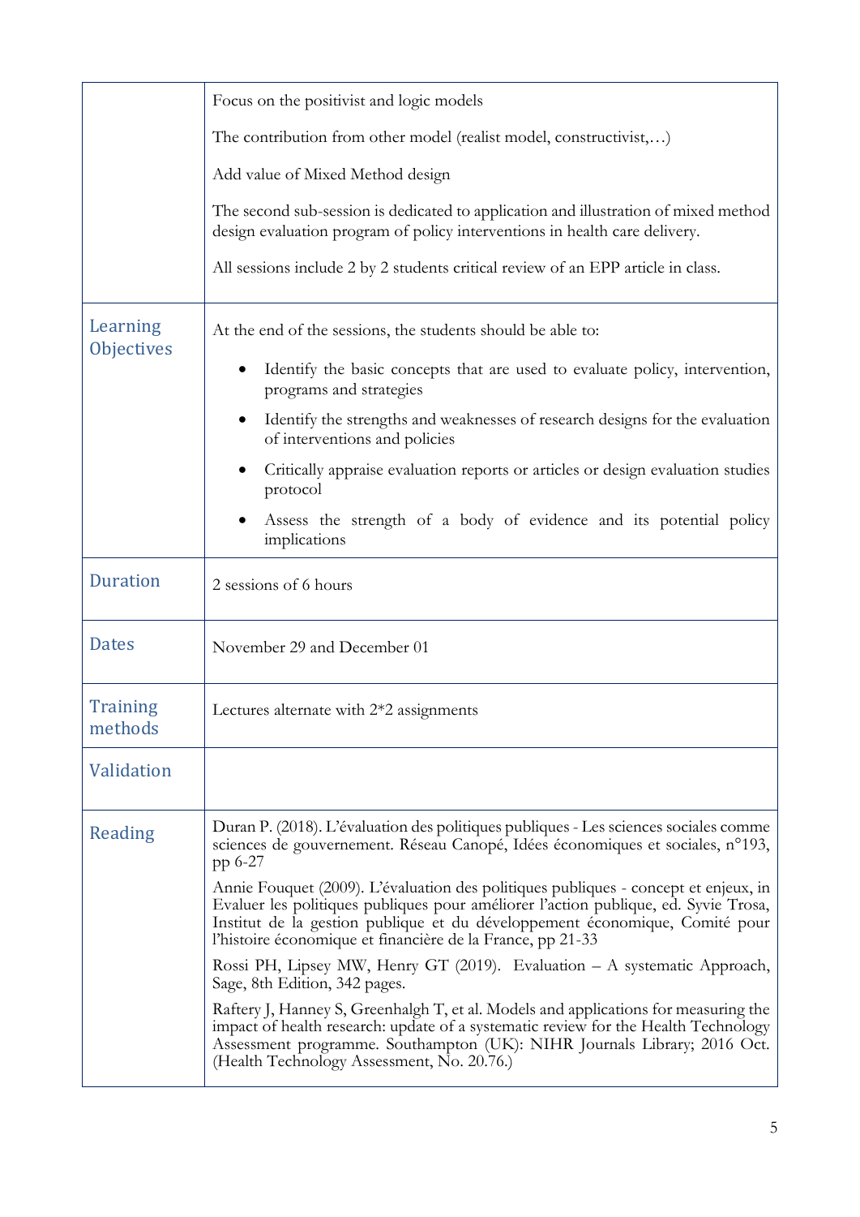| | |
|---|---|
| | Focus on the positivist and logic models<br><br>The contribution from other model (realist model, constructivist,…)<br><br>Add value of Mixed Method design<br><br>The second sub-session is dedicated to application and illustration of mixed method design evaluation program of policy interventions in health care delivery.<br><br>All sessions include 2 by 2 students critical review of an EPP article in class. |
| Learning Objectives | At the end of the sessions, the students should be able to:<br><br>• Identify the basic concepts that are used to evaluate policy, intervention, programs and strategies<br>• Identify the strengths and weaknesses of research designs for the evaluation of interventions and policies<br>• Critically appraise evaluation reports or articles or design evaluation studies protocol<br>• Assess the strength of a body of evidence and its potential policy implications |
| Duration | 2 sessions of 6 hours |
| Dates | November 29 and December 01 |
| Training methods | Lectures alternate with 2*2 assignments |
| Validation | |
| Reading | Duran P. (2018). L'évaluation des politiques publiques - Les sciences sociales comme sciences de gouvernement. Réseau Canopé, Idées économiques et sociales, n°193, pp 6-27<br><br>Annie Fouquet (2009). L'évaluation des politiques publiques - concept et enjeux, in Evaluer les politiques publiques pour améliorer l'action publique, ed. Syvie Trosa, Institut de la gestion publique et du développement économique, Comité pour l'histoire économique et financière de la France, pp 21-33<br><br>Rossi PH, Lipsey MW, Henry GT (2019). Evaluation – A systematic Approach, Sage, 8th Edition, 342 pages.<br><br>Raftery J, Hanney S, Greenhalgh T, et al. Models and applications for measuring the impact of health research: update of a systematic review for the Health Technology Assessment programme. Southampton (UK): NIHR Journals Library; 2016 Oct. (Health Technology Assessment, No. 20.76.) |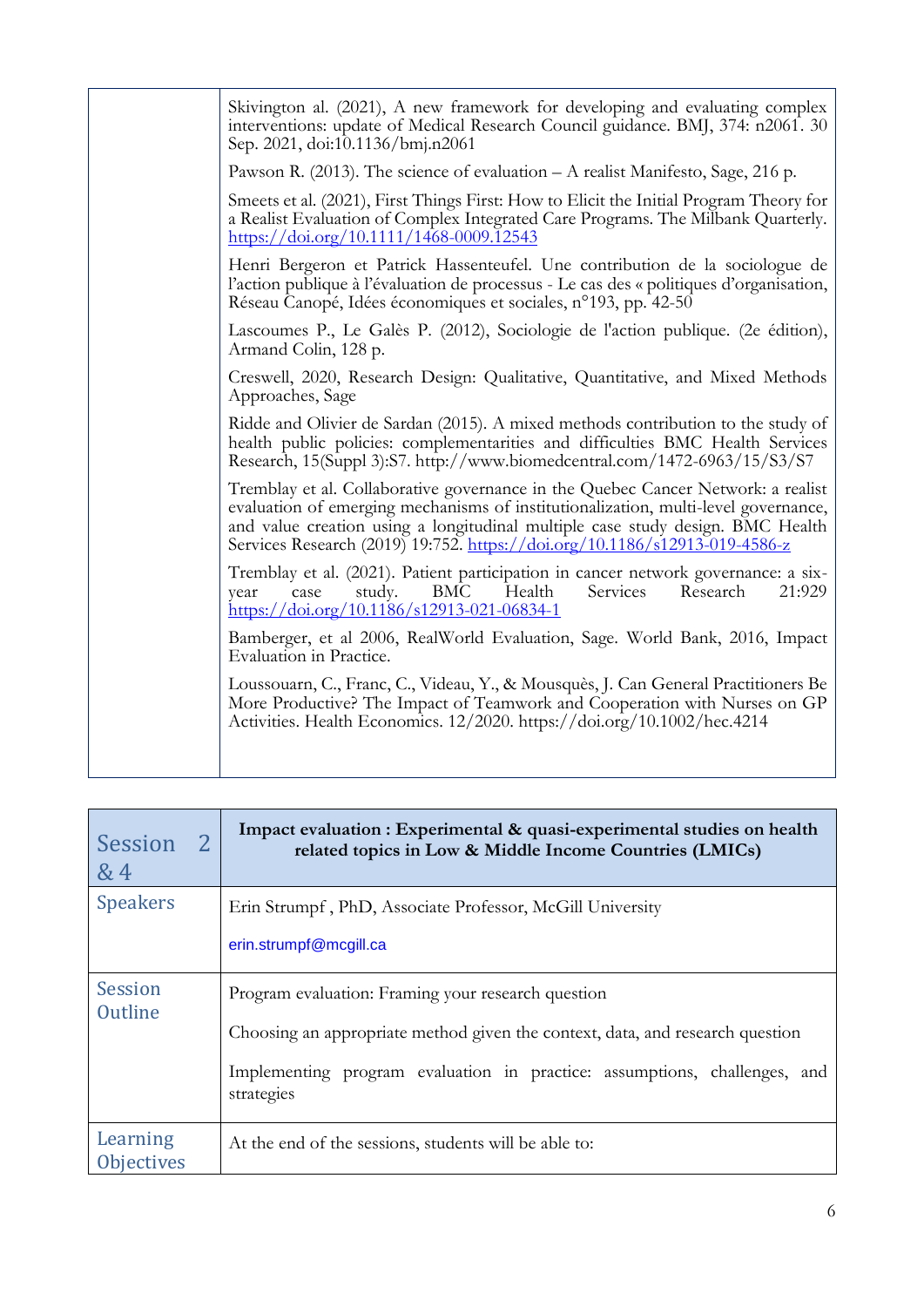| | |
|---|---|
| | Skivington al. (2021), A new framework for developing and evaluating complex interventions: update of Medical Research Council guidance. BMJ, 374: n2061. 30 Sep. 2021, doi:10.1136/bmj.n2061<br><br>Pawson R. (2013). The science of evaluation – A realist Manifesto, Sage, 216 p.<br><br>Smeets et al. (2021), First Things First: How to Elicit the Initial Program Theory for a Realist Evaluation of Complex Integrated Care Programs. The Milbank Quarterly. https://doi.org/10.1111/1468-0009.12543<br><br>Henri Bergeron et Patrick Hassenteufel. Une contribution de la sociologue de l'action publique à l'évaluation de processus - Le cas des « politiques d'organisation, Réseau Canopé, Idées économiques et sociales, n°193, pp. 42-50<br><br>Lascoumes P., Le Galès P. (2012), Sociologie de l'action publique. (2e édition), Armand Colin, 128 p.<br><br>Creswell, 2020, Research Design: Qualitative, Quantitative, and Mixed Methods Approaches, Sage<br><br>Ridde and Olivier de Sardan (2015). A mixed methods contribution to the study of health public policies: complementarities and difficulties BMC Health Services Research, 15(Suppl 3):S7. http://www.biomedcentral.com/1472-6963/15/S3/S7<br><br>Tremblay et al. Collaborative governance in the Quebec Cancer Network: a realist evaluation of emerging mechanisms of institutionalization, multi-level governance, and value creation using a longitudinal multiple case study design. BMC Health Services Research (2019) 19:752. https://doi.org/10.1186/s12913-019-4586-z<br><br>Tremblay et al. (2021). Patient participation in cancer network governance: a six-year case study. BMC Health Services Research 21:929 https://doi.org/10.1186/s12913-021-06834-1<br><br>Bamberger, et al 2006, RealWorld Evaluation, Sage. World Bank, 2016, Impact Evaluation in Practice.<br><br>Loussouarn, C., Franc, C., Videau, Y., & Mousquès, J. Can General Practitioners Be More Productive? The Impact of Teamwork and Cooperation with Nurses on GP Activities. Health Economics. 12/2020. https://doi.org/10.1002/hec.4214 |

| Session 2 & 4 | **Impact evaluation : Experimental & quasi-experimental studies on health related topics in Low & Middle Income Countries (LMICs)** |
|---|---|
| Speakers | Erin Strumpf , PhD, Associate Professor, McGill University<br><br>erin.strumpf@mcgill.ca |
| Session Outline | Program evaluation: Framing your research question<br><br>Choosing an appropriate method given the context, data, and research question<br><br>Implementing program evaluation in practice: assumptions, challenges, and strategies |
| Learning Objectives | At the end of the sessions, students will be able to: |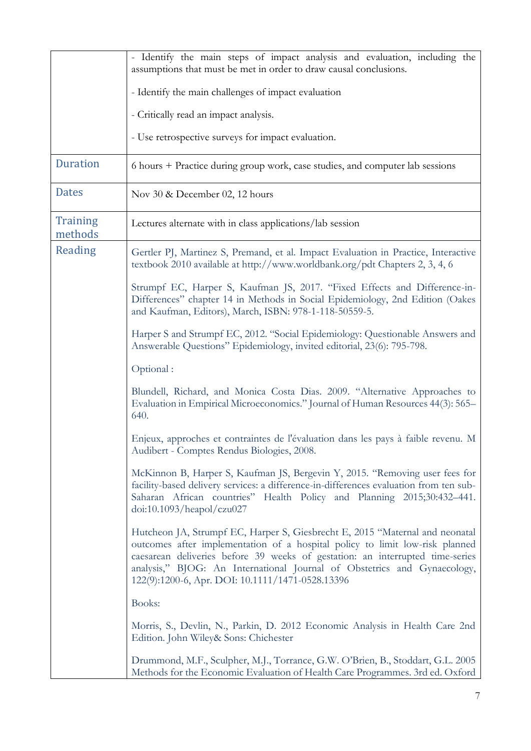| | |
|---|---|
| | - Identify the main steps of impact analysis and evaluation, including the assumptions that must be met in order to draw causal conclusions.<br><br>- Identify the main challenges of impact evaluation<br><br>- Critically read an impact analysis.<br><br>- Use retrospective surveys for impact evaluation. |
| Duration | 6 hours + Practice during group work, case studies, and computer lab sessions |
| Dates | Nov 30 & December 02, 12 hours |
| Training methods | Lectures alternate with in class applications/lab session |
| Reading | Gertler PJ, Martinez S, Premand, et al. Impact Evaluation in Practice, Interactive textbook 2010 available at http://www.worldbank.org/pdt Chapters 2, 3, 4, 6<br><br>Strumpf EC, Harper S, Kaufman JS, 2017. "Fixed Effects and Difference-in-Differences" chapter 14 in Methods in Social Epidemiology, 2nd Edition (Oakes and Kaufman, Editors), March, ISBN: 978-1-118-50559-5.<br><br>Harper S and Strumpf EC, 2012. "Social Epidemiology: Questionable Answers and Answerable Questions" Epidemiology, invited editorial, 23(6): 795-798.<br><br>Optional :<br><br>Blundell, Richard, and Monica Costa Dias. 2009. "Alternative Approaches to Evaluation in Empirical Microeconomics." Journal of Human Resources 44(3): 565–640.<br><br>Enjeux, approches et contraintes de l'évaluation dans les pays à faible revenu. M Audibert - Comptes Rendus Biologies, 2008.<br><br>McKinnon B, Harper S, Kaufman JS, Bergevin Y, 2015. "Removing user fees for facility-based delivery services: a difference-in-differences evaluation from ten sub-Saharan African countries" Health Policy and Planning 2015;30:432–441. doi:10.1093/heapol/czu027<br><br>Hutcheon JA, Strumpf EC, Harper S, Giesbrecht E, 2015 "Maternal and neonatal outcomes after implementation of a hospital policy to limit low-risk planned caesarean deliveries before 39 weeks of gestation: an interrupted time-series analysis," BJOG: An International Journal of Obstetrics and Gynaecology, 122(9):1200-6, Apr. DOI: 10.1111/1471-0528.13396<br><br>Books:<br><br>Morris, S., Devlin, N., Parkin, D. 2012 Economic Analysis in Health Care 2nd Edition. John Wiley& Sons: Chichester<br><br>Drummond, M.F., Sculpher, M.J., Torrance, G.W. O'Brien, B., Stoddart, G.L. 2005 Methods for the Economic Evaluation of Health Care Programmes. 3rd ed. Oxford |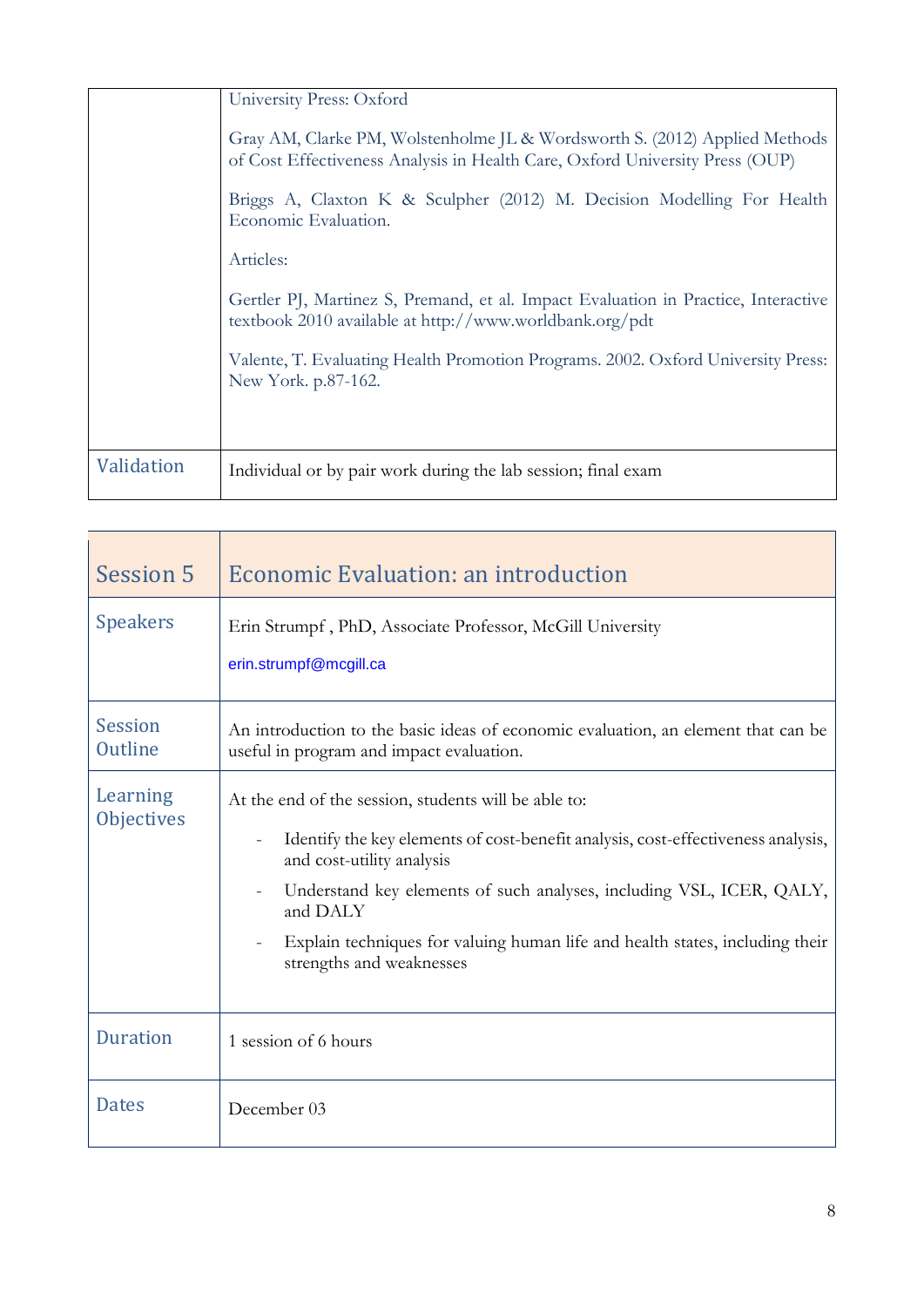| | |
|---|---|
| | University Press: Oxford<br><br>Gray AM, Clarke PM, Wolstenholme JL & Wordsworth S. (2012) Applied Methods of Cost Effectiveness Analysis in Health Care, Oxford University Press (OUP)<br><br>Briggs A, Claxton K & Sculpher (2012) M. Decision Modelling For Health Economic Evaluation.<br><br>Articles:<br><br>Gertler PJ, Martinez S, Premand, et al. Impact Evaluation in Practice, Interactive textbook 2010 available at http://www.worldbank.org/pdt<br><br>Valente, T. Evaluating Health Promotion Programs. 2002. Oxford University Press: New York. p.87-162. |
| Validation | Individual or by pair work during the lab session; final exam |

| Session 5 | Economic Evaluation: an introduction |
|---|---|
| Speakers | Erin Strumpf , PhD, Associate Professor, McGill University<br><br>erin.strumpf@mcgill.ca |
| Session Outline | An introduction to the basic ideas of economic evaluation, an element that can be useful in program and impact evaluation. |
| Learning Objectives | At the end of the session, students will be able to:<br><br>- Identify the key elements of cost-benefit analysis, cost-effectiveness analysis, and cost-utility analysis<br>- Understand key elements of such analyses, including VSL, ICER, QALY, and DALY<br>- Explain techniques for valuing human life and health states, including their strengths and weaknesses |
| Duration | 1 session of 6 hours |
| Dates | December 03 |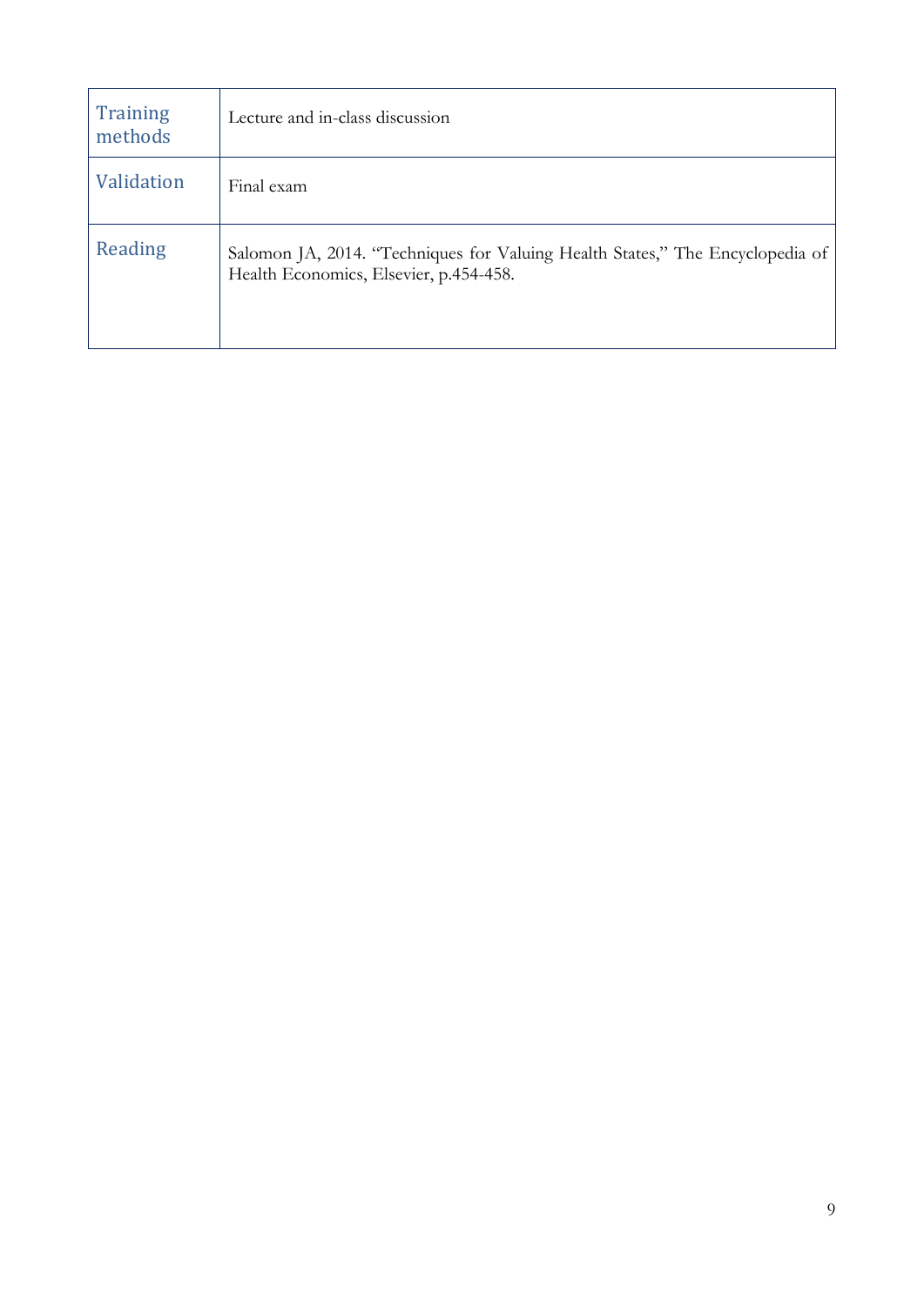| | |
|---|---|
| Training methods | Lecture and in-class discussion |
| Validation | Final exam |
| Reading | Salomon JA, 2014. "Techniques for Valuing Health States," The Encyclopedia of Health Economics, Elsevier, p.454-458. |